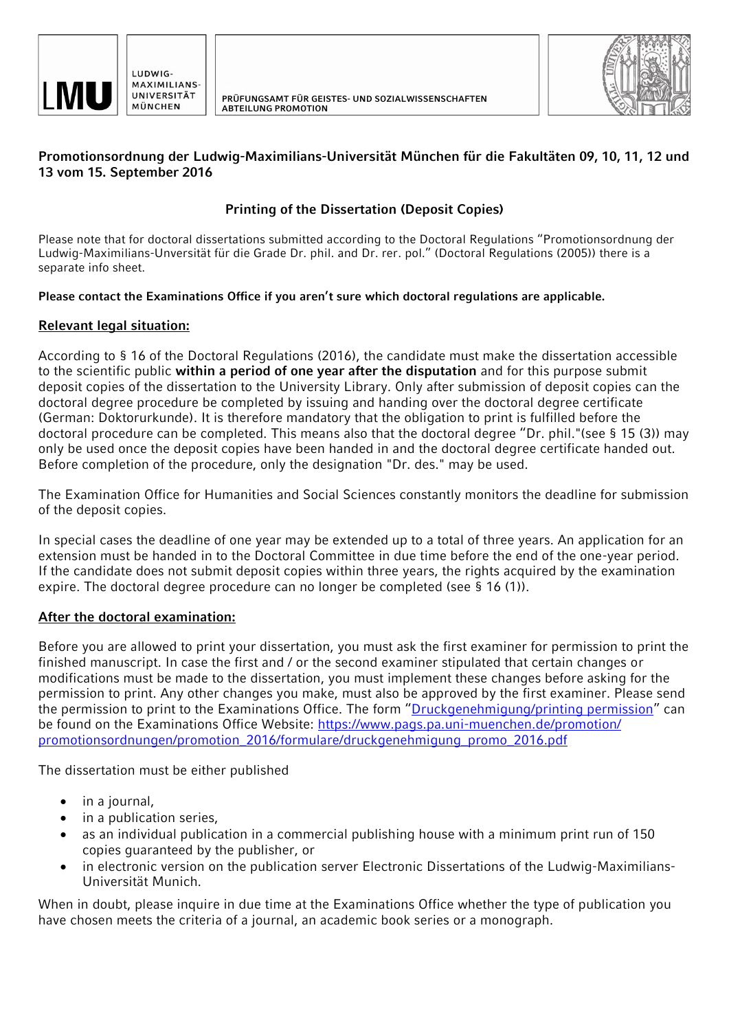LMU LUDWIG-MAXIMILIANS-UNIVERSITÄT MÜNCHEN

PRÜFUNGSAMT FÜR GEISTES- UND SOZIALWISSENSCHAFTEN
ABTEILUNG PROMOTION

**Promotionsordnung der Ludwig-Maximilians-Universität München für die Fakultäten 09, 10, 11, 12 und 13 vom 15. September 2016**

## Printing of the Dissertation (Deposit Copies)

Please note that for doctoral dissertations submitted according to the Doctoral Regulations "Promotionsordnung der Ludwig-Maximilians-Unversität für die Grade Dr. phil. and Dr. rer. pol." (Doctoral Regulations (2005)) there is a separate info sheet.

**Please contact the Examinations Office if you aren't sure which doctoral regulations are applicable.**

### Relevant legal situation:

According to § 16 of the Doctoral Regulations (2016), the candidate must make the dissertation accessible to the scientific public **within a period of one year after the disputation** and for this purpose submit deposit copies of the dissertation to the University Library. Only after submission of deposit copies can the doctoral degree procedure be completed by issuing and handing over the doctoral degree certificate (German: Doktorurkunde). It is therefore mandatory that the obligation to print is fulfilled before the doctoral procedure can be completed. This means also that the doctoral degree "Dr. phil."(see § 15 (3)) may only be used once the deposit copies have been handed in and the doctoral degree certificate handed out. Before completion of the procedure, only the designation "Dr. des." may be used.

The Examination Office for Humanities and Social Sciences constantly monitors the deadline for submission of the deposit copies.

In special cases the deadline of one year may be extended up to a total of three years. An application for an extension must be handed in to the Doctoral Committee in due time before the end of the one-year period. If the candidate does not submit deposit copies within three years, the rights acquired by the examination expire. The doctoral degree procedure can no longer be completed (see § 16 (1)).

### After the doctoral examination:

Before you are allowed to print your dissertation, you must ask the first examiner for permission to print the finished manuscript. In case the first and / or the second examiner stipulated that certain changes or modifications must be made to the dissertation, you must implement these changes before asking for the permission to print. Any other changes you make, must also be approved by the first examiner. Please send the permission to print to the Examinations Office. The form "Druckgenehmigung/printing permission" can be found on the Examinations Office Website: https://www.pags.pa.uni-muenchen.de/promotion/promotionsordnungen/promotion_2016/formulare/druckgenehmigung_promo_2016.pdf

The dissertation must be either published

- in a journal,
- in a publication series,
- as an individual publication in a commercial publishing house with a minimum print run of 150 copies guaranteed by the publisher, or
- in electronic version on the publication server Electronic Dissertations of the Ludwig-Maximilians-Universität Munich.

When in doubt, please inquire in due time at the Examinations Office whether the type of publication you have chosen meets the criteria of a journal, an academic book series or a monograph.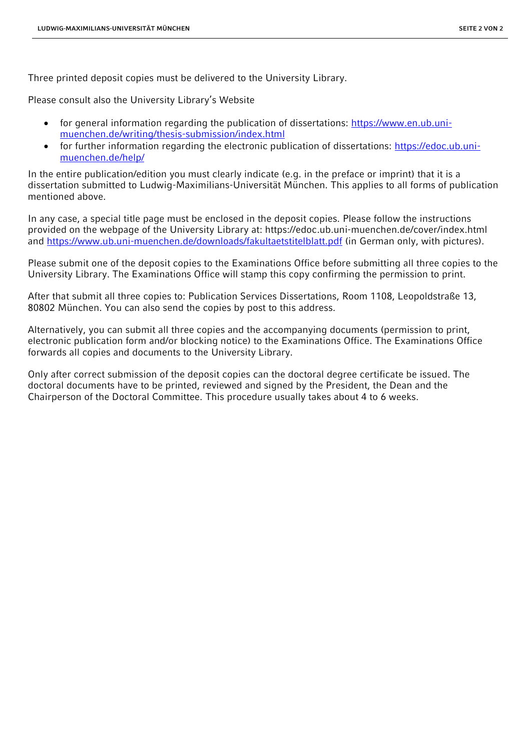Three printed deposit copies must be delivered to the University Library.

Please consult also the University Library's Website

- for general information regarding the publication of dissertations: https://www.en.ub.uni-muenchen.de/writing/thesis-submission/index.html
- for further information regarding the electronic publication of dissertations: https://edoc.ub.uni-muenchen.de/help/

In the entire publication/edition you must clearly indicate (e.g. in the preface or imprint) that it is a dissertation submitted to Ludwig-Maximilians-Universität München. This applies to all forms of publication mentioned above.

In any case, a special title page must be enclosed in the deposit copies. Please follow the instructions provided on the webpage of the University Library at: https://edoc.ub.uni-muenchen.de/cover/index.html and https://www.ub.uni-muenchen.de/downloads/fakultaetstitelblatt.pdf (in German only, with pictures).

Please submit one of the deposit copies to the Examinations Office before submitting all three copies to the University Library. The Examinations Office will stamp this copy confirming the permission to print.

After that submit all three copies to: Publication Services Dissertations, Room 1108, Leopoldstraße 13, 80802 München. You can also send the copies by post to this address.

Alternatively, you can submit all three copies and the accompanying documents (permission to print, electronic publication form and/or blocking notice) to the Examinations Office. The Examinations Office forwards all copies and documents to the University Library.

Only after correct submission of the deposit copies can the doctoral degree certificate be issued. The doctoral documents have to be printed, reviewed and signed by the President, the Dean and the Chairperson of the Doctoral Committee. This procedure usually takes about 4 to 6 weeks.